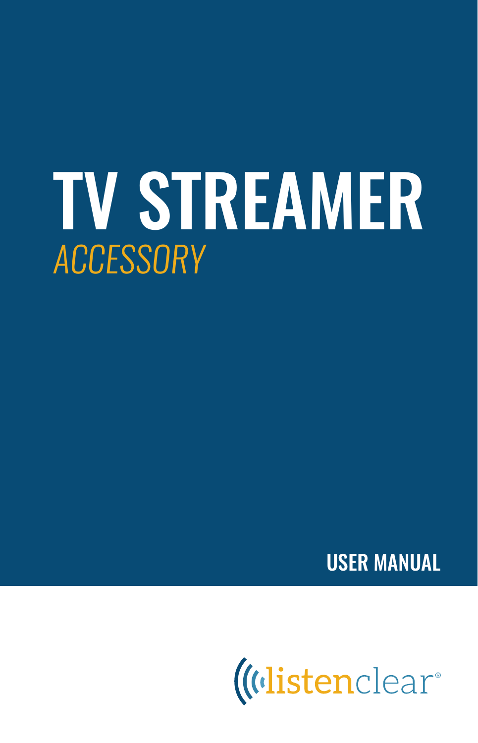# TV STREAMER

*ACCESSORY*

**USER MANUAL**

listenclear®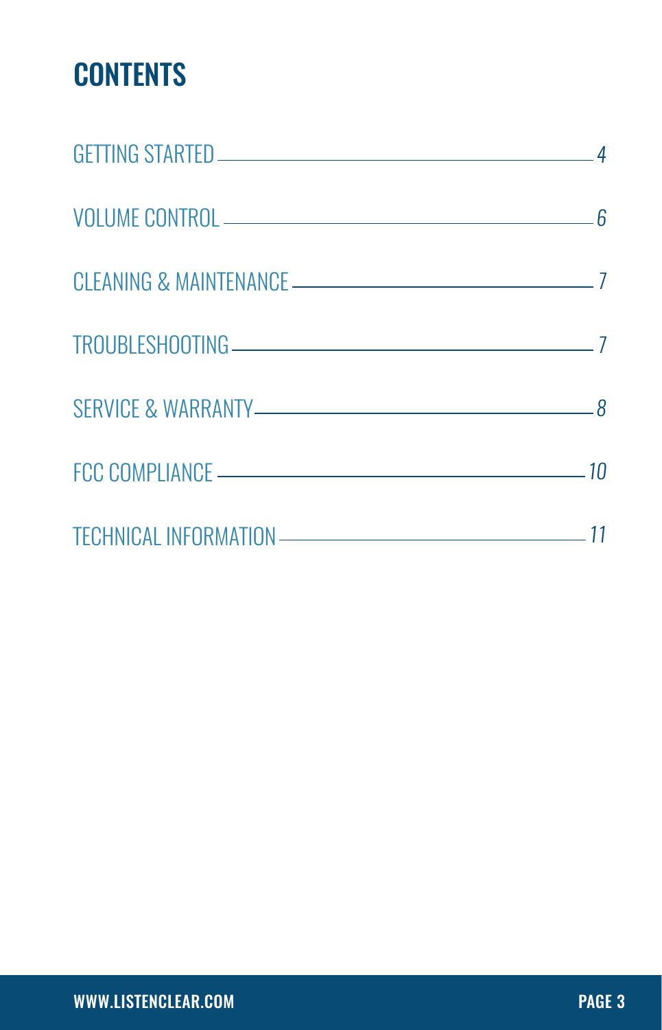# CONTENTS

| Section | Page |
| --- | --- |
| GETTING STARTED | 4 |
| VOLUME CONTROL | 6 |
| CLEANING & MAINTENANCE | 7 |
| TROUBLESHOOTING | 7 |
| SERVICE & WARRANTY | 8 |
| FCC COMPLIANCE | 10 |
| TECHNICAL INFORMATION | 11 |

WWW.LISTENCLEAR.COM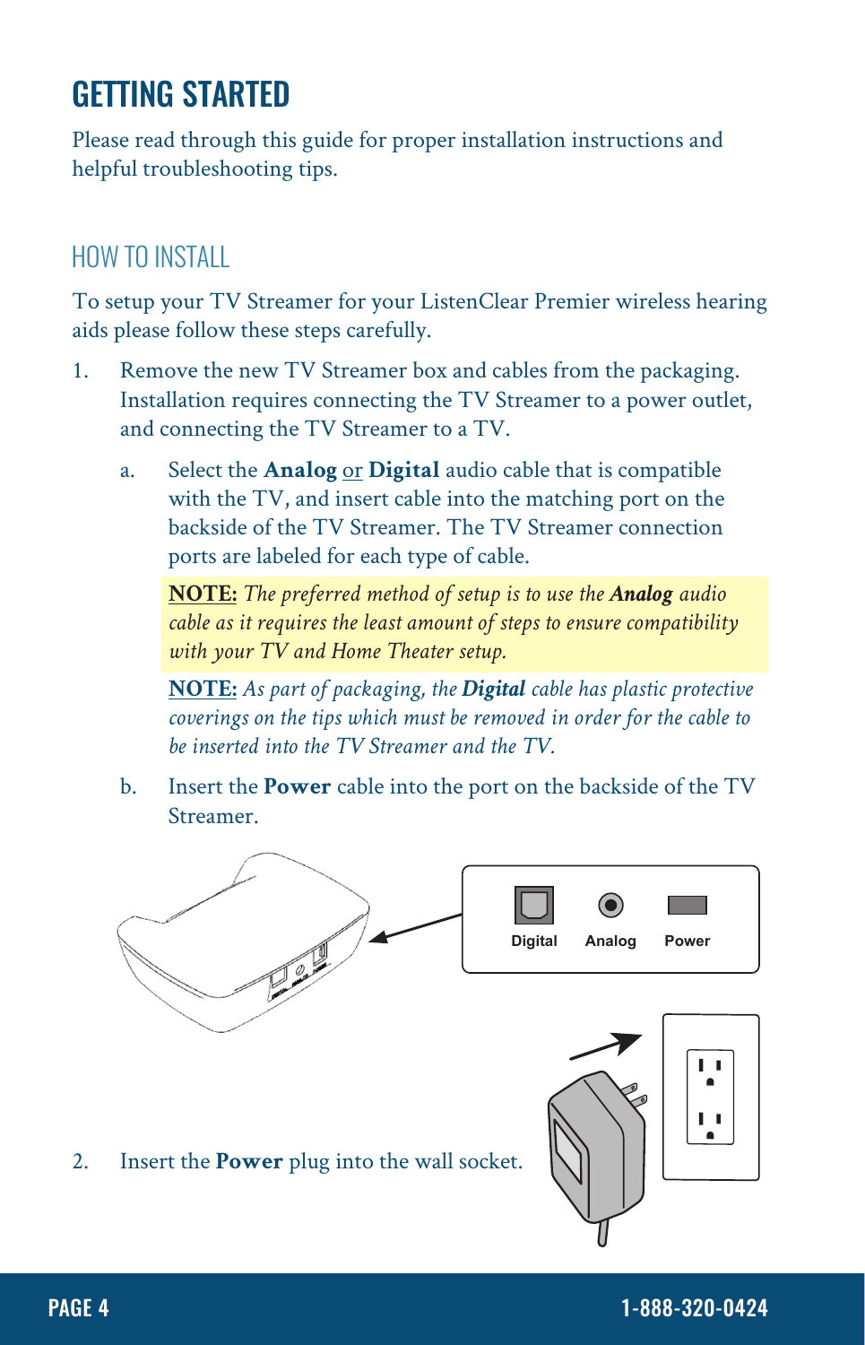# GETTING STARTED

Please read through this guide for proper installation instructions and helpful troubleshooting tips.

## HOW TO INSTALL

To setup your TV Streamer for your ListenClear Premier wireless hearing aids please follow these steps carefully.

1. Remove the new TV Streamer box and cables from the packaging. Installation requires connecting the TV Streamer to a power outlet, and connecting the TV Streamer to a TV.

   a. Select the **Analog** or **Digital** audio cable that is compatible with the TV, and insert cable into the matching port on the backside of the TV Streamer. The TV Streamer connection ports are labeled for each type of cable.

   **NOTE:** *The preferred method of setup is to use the* ***Analog*** *audio cable as it requires the least amount of steps to ensure compatibility with your TV and Home Theater setup.*

   **NOTE:** *As part of packaging, the* ***Digital*** *cable has plastic protective coverings on the tips which must be removed in order for the cable to be inserted into the TV Streamer and the TV.*

   b. Insert the **Power** cable into the port on the backside of the TV Streamer.

Digital Analog Power

2. Insert the **Power** plug into the wall socket.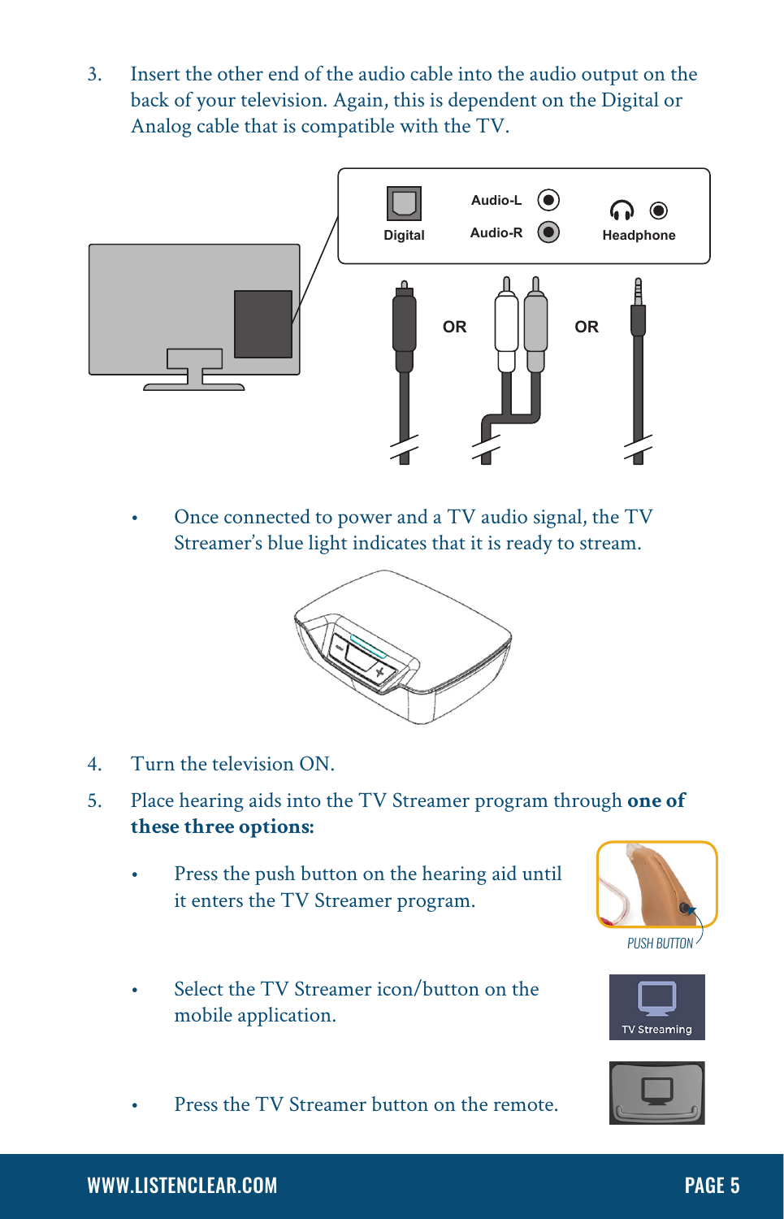3. Insert the other end of the audio cable into the audio output on the back of your television. Again, this is dependent on the Digital or Analog cable that is compatible with the TV.

   - Once connected to power and a TV audio signal, the TV Streamer's blue light indicates that it is ready to stream.

4. Turn the television ON.
5. Place hearing aids into the TV Streamer program through **one of these three options:**
   - Press the push button on the hearing aid until it enters the TV Streamer program.
   - Select the TV Streamer icon/button on the mobile application.
   - Press the TV Streamer button on the remote.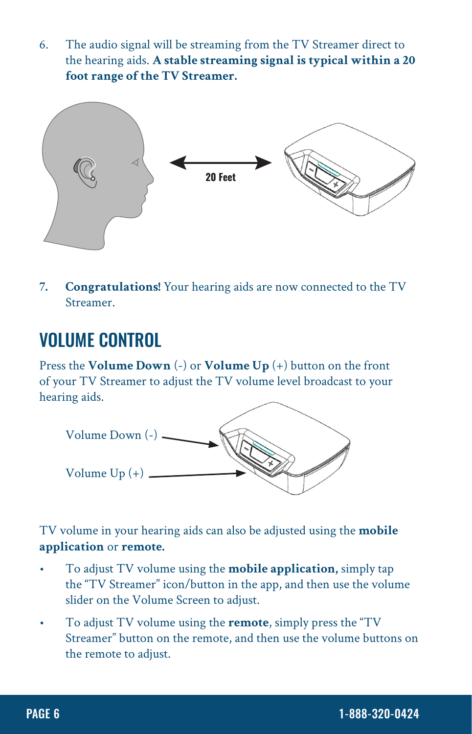6. The audio signal will be streaming from the TV Streamer direct to the hearing aids. **A stable streaming signal is typical within a 20 foot range of the TV Streamer.**

20 Feet

7. **Congratulations!** Your hearing aids are now connected to the TV Streamer.

## VOLUME CONTROL

Press the **Volume Down** (-) or **Volume Up** (+) button on the front of your TV Streamer to adjust the TV volume level broadcast to your hearing aids.

Volume Down (-)

Volume Up (+)

TV volume in your hearing aids can also be adjusted using the **mobile application** or **remote.**

- To adjust TV volume using the **mobile application,** simply tap the "TV Streamer" icon/button in the app, and then use the volume slider on the Volume Screen to adjust.
- To adjust TV volume using the **remote**, simply press the "TV Streamer" button on the remote, and then use the volume buttons on the remote to adjust.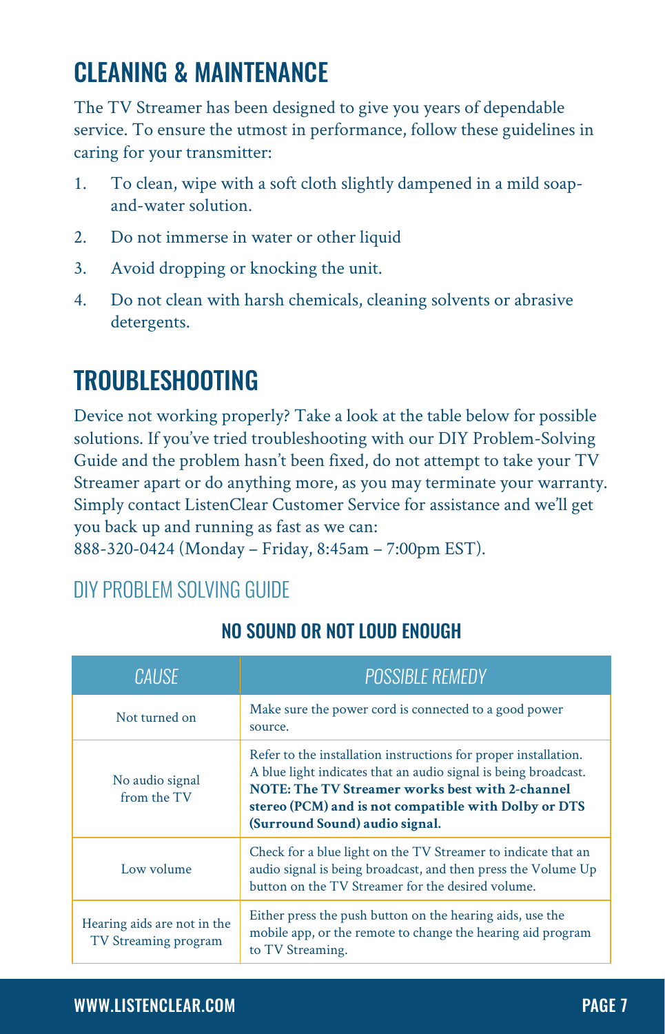## CLEANING & MAINTENANCE

The TV Streamer has been designed to give you years of dependable service. To ensure the utmost in performance, follow these guidelines in caring for your transmitter:

1. To clean, wipe with a soft cloth slightly dampened in a mild soap-and-water solution.
2. Do not immerse in water or other liquid
3. Avoid dropping or knocking the unit.
4. Do not clean with harsh chemicals, cleaning solvents or abrasive detergents.

## TROUBLESHOOTING

Device not working properly? Take a look at the table below for possible solutions. If you've tried troubleshooting with our DIY Problem-Solving Guide and the problem hasn't been fixed, do not attempt to take your TV Streamer apart or do anything more, as you may terminate your warranty. Simply contact ListenClear Customer Service for assistance and we'll get you back up and running as fast as we can:
888-320-0424 (Monday – Friday, 8:45am – 7:00pm EST).

### DIY PROBLEM SOLVING GUIDE

#### NO SOUND OR NOT LOUD ENOUGH

| *CAUSE* | *POSSIBLE REMEDY* |
|---|---|
| Not turned on | Make sure the power cord is connected to a good power source. |
| No audio signal from the TV | Refer to the installation instructions for proper installation. A blue light indicates that an audio signal is being broadcast. **NOTE: The TV Streamer works best with 2-channel stereo (PCM) and is not compatible with Dolby or DTS (Surround Sound) audio signal.** |
| Low volume | Check for a blue light on the TV Streamer to indicate that an audio signal is being broadcast, and then press the Volume Up button on the TV Streamer for the desired volume. |
| Hearing aids are not in the TV Streaming program | Either press the push button on the hearing aids, use the mobile app, or the remote to change the hearing aid program to TV Streaming. |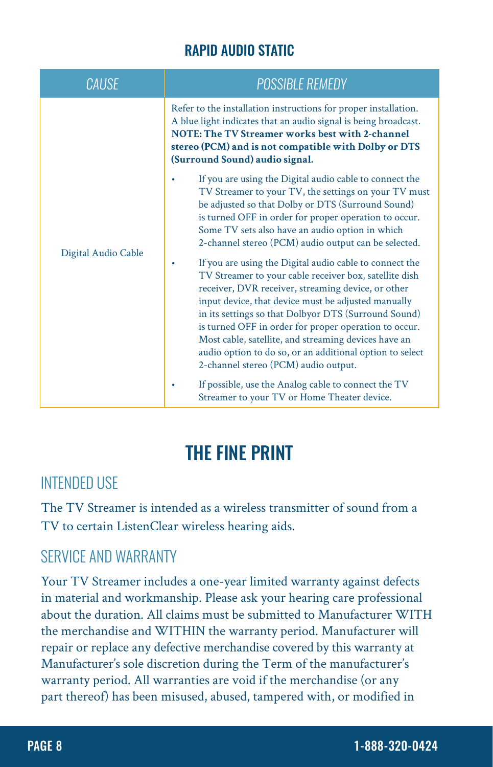## RAPID AUDIO STATIC

| *CAUSE* | *POSSIBLE REMEDY* |
|---|---|
| Digital Audio Cable | Refer to the installation instructions for proper installation. A blue light indicates that an audio signal is being broadcast. **NOTE: The TV Streamer works best with 2-channel stereo (PCM) and is not compatible with Dolby or DTS (Surround Sound) audio signal.**<br><br>• If you are using the Digital audio cable to connect the TV Streamer to your TV, the settings on your TV must be adjusted so that Dolby or DTS (Surround Sound) is turned OFF in order for proper operation to occur. Some TV sets also have an audio option in which 2-channel stereo (PCM) audio output can be selected.<br><br>• If you are using the Digital audio cable to connect the TV Streamer to your cable receiver box, satellite dish receiver, DVR receiver, streaming device, or other input device, that device must be adjusted manually in its settings so that Dolbyor DTS (Surround Sound) is turned OFF in order for proper operation to occur. Most cable, satellite, and streaming devices have an audio option to do so, or an additional option to select 2-channel stereo (PCM) audio output.<br><br>• If possible, use the Analog cable to connect the TV Streamer to your TV or Home Theater device. |

# THE FINE PRINT

## INTENDED USE

The TV Streamer is intended as a wireless transmitter of sound from a TV to certain ListenClear wireless hearing aids.

## SERVICE AND WARRANTY

Your TV Streamer includes a one-year limited warranty against defects in material and workmanship. Please ask your hearing care professional about the duration. All claims must be submitted to Manufacturer WITH the merchandise and WITHIN the warranty period. Manufacturer will repair or replace any defective merchandise covered by this warranty at Manufacturer's sole discretion during the Term of the manufacturer's warranty period. All warranties are void if the merchandise (or any part thereof) has been misused, abused, tampered with, or modified in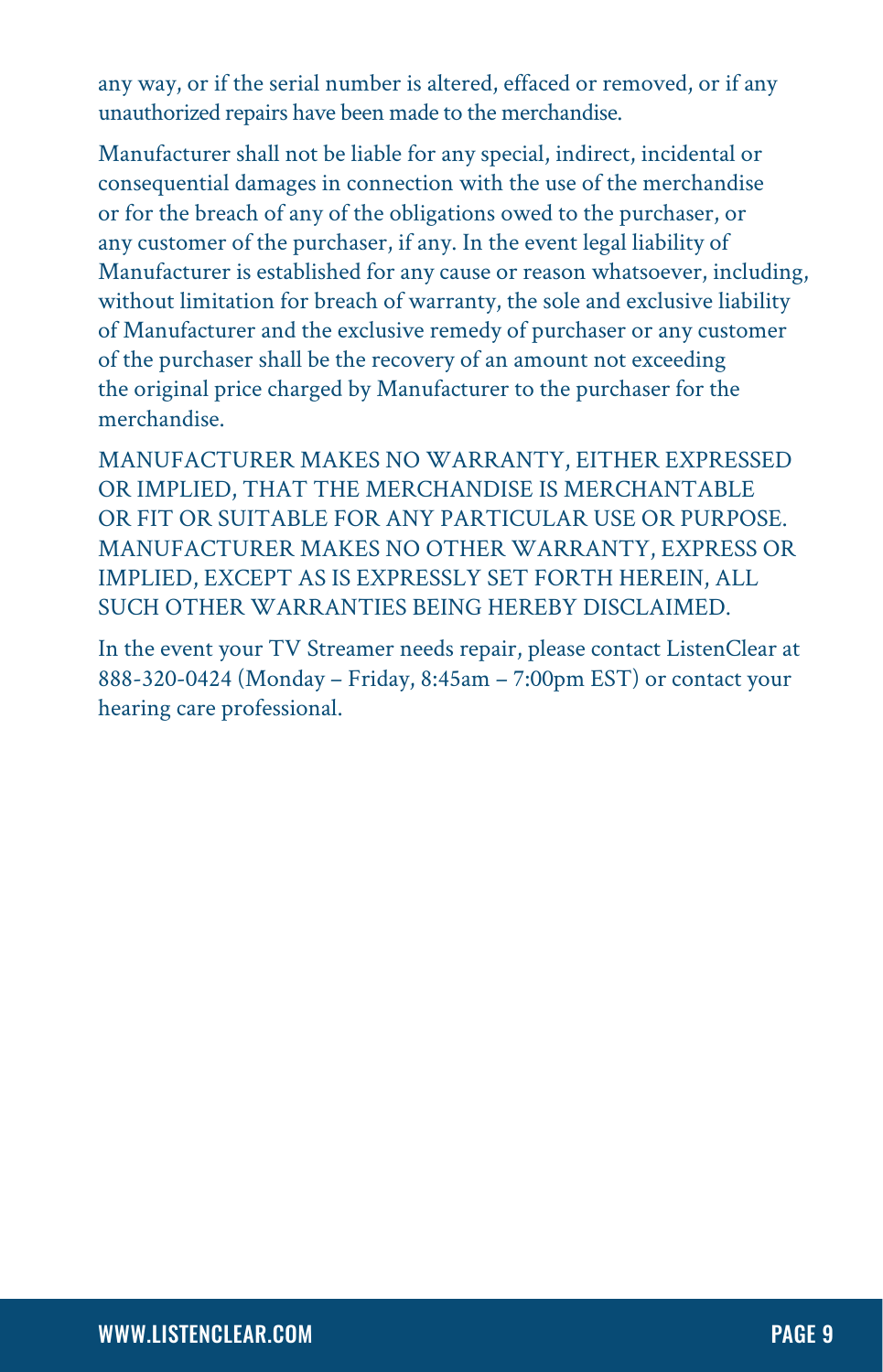any way, or if the serial number is altered, effaced or removed, or if any unauthorized repairs have been made to the merchandise.

Manufacturer shall not be liable for any special, indirect, incidental or consequential damages in connection with the use of the merchandise or for the breach of any of the obligations owed to the purchaser, or any customer of the purchaser, if any. In the event legal liability of Manufacturer is established for any cause or reason whatsoever, including, without limitation for breach of warranty, the sole and exclusive liability of Manufacturer and the exclusive remedy of purchaser or any customer of the purchaser shall be the recovery of an amount not exceeding the original price charged by Manufacturer to the purchaser for the merchandise.

MANUFACTURER MAKES NO WARRANTY, EITHER EXPRESSED OR IMPLIED, THAT THE MERCHANDISE IS MERCHANTABLE OR FIT OR SUITABLE FOR ANY PARTICULAR USE OR PURPOSE. MANUFACTURER MAKES NO OTHER WARRANTY, EXPRESS OR IMPLIED, EXCEPT AS IS EXPRESSLY SET FORTH HEREIN, ALL SUCH OTHER WARRANTIES BEING HEREBY DISCLAIMED.

In the event your TV Streamer needs repair, please contact ListenClear at 888-320-0424 (Monday – Friday, 8:45am – 7:00pm EST) or contact your hearing care professional.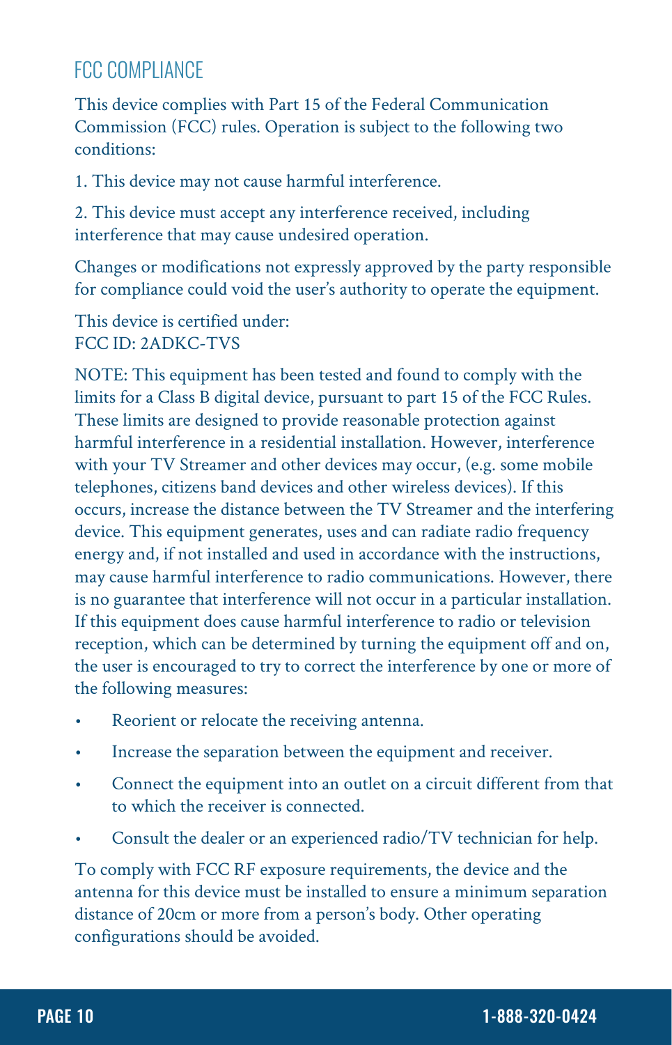## FCC COMPLIANCE

This device complies with Part 15 of the Federal Communication Commission (FCC) rules. Operation is subject to the following two conditions:

1. This device may not cause harmful interference.

2. This device must accept any interference received, including interference that may cause undesired operation.

Changes or modifications not expressly approved by the party responsible for compliance could void the user's authority to operate the equipment.

This device is certified under:
FCC ID: 2ADKC-TVS

NOTE: This equipment has been tested and found to comply with the limits for a Class B digital device, pursuant to part 15 of the FCC Rules. These limits are designed to provide reasonable protection against harmful interference in a residential installation. However, interference with your TV Streamer and other devices may occur, (e.g. some mobile telephones, citizens band devices and other wireless devices). If this occurs, increase the distance between the TV Streamer and the interfering device. This equipment generates, uses and can radiate radio frequency energy and, if not installed and used in accordance with the instructions, may cause harmful interference to radio communications. However, there is no guarantee that interference will not occur in a particular installation. If this equipment does cause harmful interference to radio or television reception, which can be determined by turning the equipment off and on, the user is encouraged to try to correct the interference by one or more of the following measures:

- Reorient or relocate the receiving antenna.
- Increase the separation between the equipment and receiver.
- Connect the equipment into an outlet on a circuit different from that to which the receiver is connected.
- Consult the dealer or an experienced radio/TV technician for help.

To comply with FCC RF exposure requirements, the device and the antenna for this device must be installed to ensure a minimum separation distance of 20cm or more from a person's body. Other operating configurations should be avoided.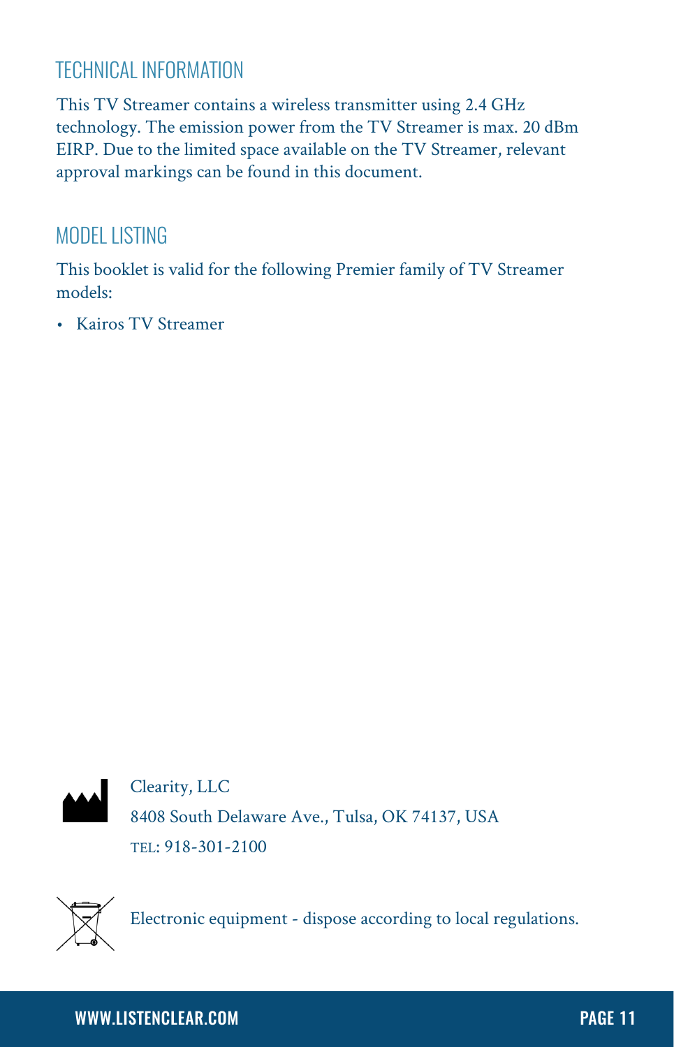## TECHNICAL INFORMATION

This TV Streamer contains a wireless transmitter using 2.4 GHz technology. The emission power from the TV Streamer is max. 20 dBm EIRP. Due to the limited space available on the TV Streamer, relevant approval markings can be found in this document.

## MODEL LISTING

This booklet is valid for the following Premier family of TV Streamer models:

- Kairos TV Streamer

Clearity, LLC
8408 South Delaware Ave., Tulsa, OK 74137, USA
TEL: 918-301-2100

Electronic equipment - dispose according to local regulations.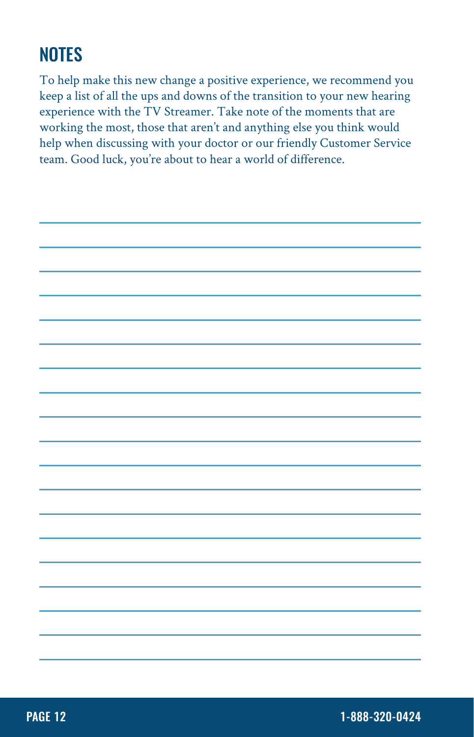## NOTES

To help make this new change a positive experience, we recommend you keep a list of all the ups and downs of the transition to your new hearing experience with the TV Streamer. Take note of the moments that are working the most, those that aren't and anything else you think would help when discussing with your doctor or our friendly Customer Service team. Good luck, you're about to hear a world of difference.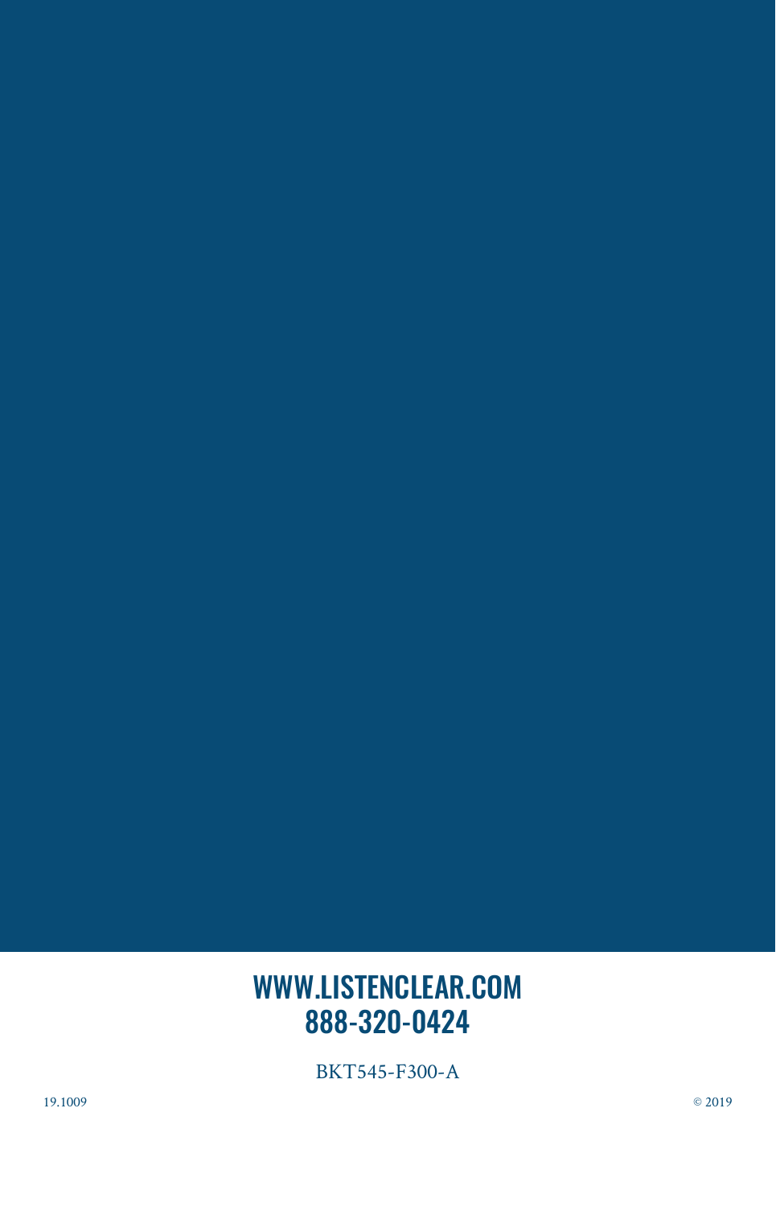**WWW.LISTENCLEAR.COM**
**888-320-0424**

BKT545-F300-A

19.1009

© 2019